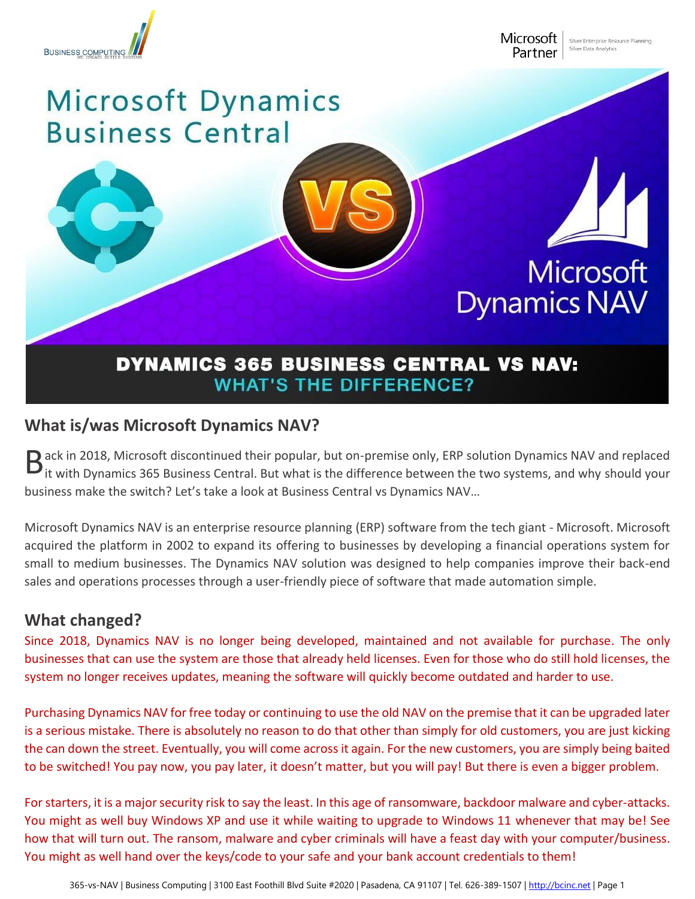# DYNAMICS 365 BUSINESS CENTRAL VS NAV: WHAT'S THE DIFFERENCE?

## What is/was Microsoft Dynamics NAV?

Back in 2018, Microsoft discontinued their popular, but on-premise only, ERP solution Dynamics NAV and replaced it with Dynamics 365 Business Central. But what is the difference between the two systems, and why should your business make the switch? Let's take a look at Business Central vs Dynamics NAV…

Microsoft Dynamics NAV is an enterprise resource planning (ERP) software from the tech giant - Microsoft. Microsoft acquired the platform in 2002 to expand its offering to businesses by developing a financial operations system for small to medium businesses. The Dynamics NAV solution was designed to help companies improve their back-end sales and operations processes through a user-friendly piece of software that made automation simple.

## What changed?

Since 2018, Dynamics NAV is no longer being developed, maintained and not available for purchase. The only businesses that can use the system are those that already held licenses. Even for those who do still hold licenses, the system no longer receives updates, meaning the software will quickly become outdated and harder to use.

Purchasing Dynamics NAV for free today or continuing to use the old NAV on the premise that it can be upgraded later is a serious mistake. There is absolutely no reason to do that other than simply for old customers, you are just kicking the can down the street. Eventually, you will come across it again. For the new customers, you are simply being baited to be switched! You pay now, you pay later, it doesn't matter, but you will pay! But there is even a bigger problem.

For starters, it is a major security risk to say the least. In this age of ransomware, backdoor malware and cyber-attacks. You might as well buy Windows XP and use it while waiting to upgrade to Windows 11 whenever that may be! See how that will turn out. The ransom, malware and cyber criminals will have a feast day with your computer/business. You might as well hand over the keys/code to your safe and your bank account credentials to them!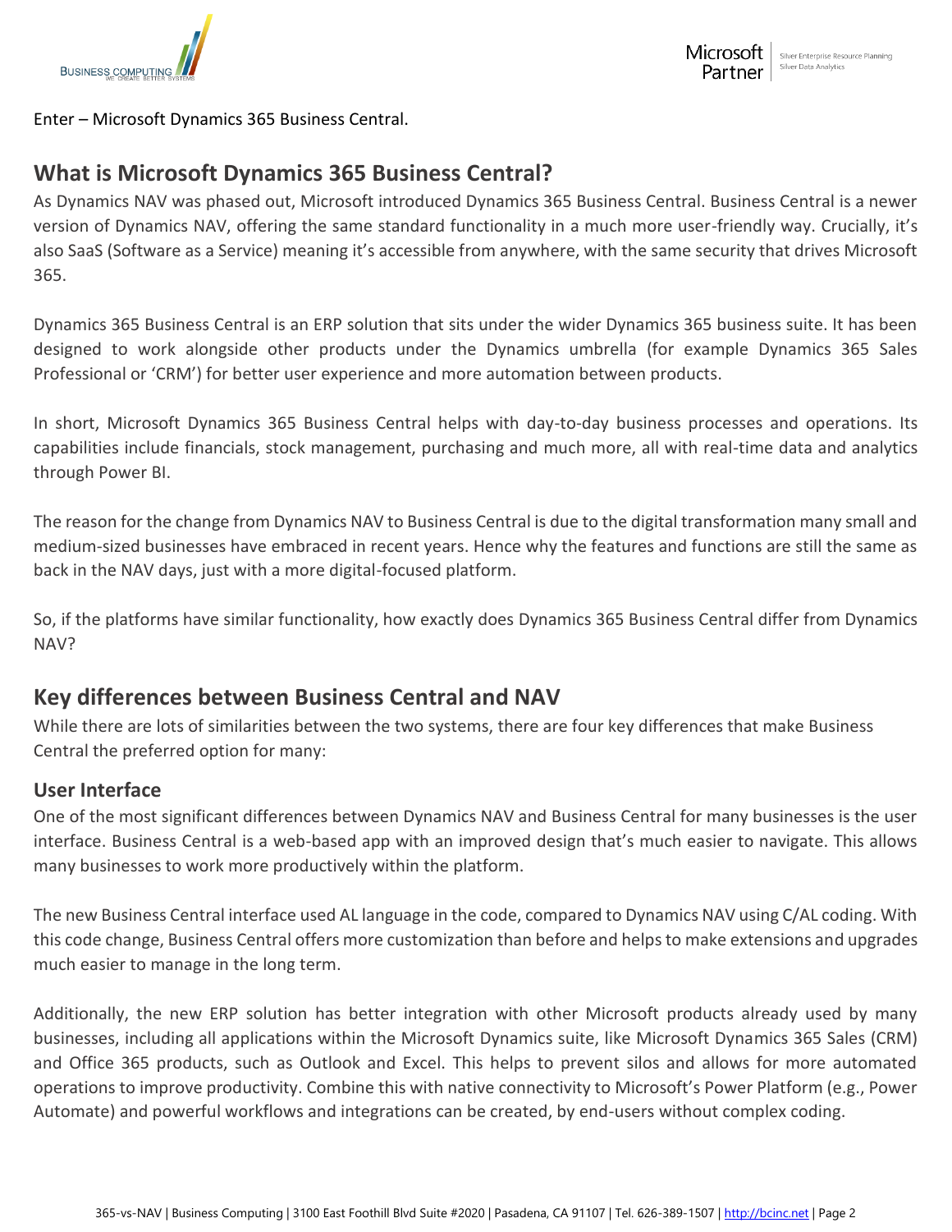Enter – Microsoft Dynamics 365 Business Central.

## What is Microsoft Dynamics 365 Business Central?

As Dynamics NAV was phased out, Microsoft introduced Dynamics 365 Business Central. Business Central is a newer version of Dynamics NAV, offering the same standard functionality in a much more user-friendly way. Crucially, it's also SaaS (Software as a Service) meaning it's accessible from anywhere, with the same security that drives Microsoft 365.

Dynamics 365 Business Central is an ERP solution that sits under the wider Dynamics 365 business suite. It has been designed to work alongside other products under the Dynamics umbrella (for example Dynamics 365 Sales Professional or 'CRM') for better user experience and more automation between products.

In short, Microsoft Dynamics 365 Business Central helps with day-to-day business processes and operations. Its capabilities include financials, stock management, purchasing and much more, all with real-time data and analytics through Power BI.

The reason for the change from Dynamics NAV to Business Central is due to the digital transformation many small and medium-sized businesses have embraced in recent years. Hence why the features and functions are still the same as back in the NAV days, just with a more digital-focused platform.

So, if the platforms have similar functionality, how exactly does Dynamics 365 Business Central differ from Dynamics NAV?

## Key differences between Business Central and NAV

While there are lots of similarities between the two systems, there are four key differences that make Business Central the preferred option for many:

### User Interface

One of the most significant differences between Dynamics NAV and Business Central for many businesses is the user interface. Business Central is a web-based app with an improved design that's much easier to navigate. This allows many businesses to work more productively within the platform.

The new Business Central interface used AL language in the code, compared to Dynamics NAV using C/AL coding. With this code change, Business Central offers more customization than before and helps to make extensions and upgrades much easier to manage in the long term.

Additionally, the new ERP solution has better integration with other Microsoft products already used by many businesses, including all applications within the Microsoft Dynamics suite, like Microsoft Dynamics 365 Sales (CRM) and Office 365 products, such as Outlook and Excel. This helps to prevent silos and allows for more automated operations to improve productivity. Combine this with native connectivity to Microsoft's Power Platform (e.g., Power Automate) and powerful workflows and integrations can be created, by end-users without complex coding.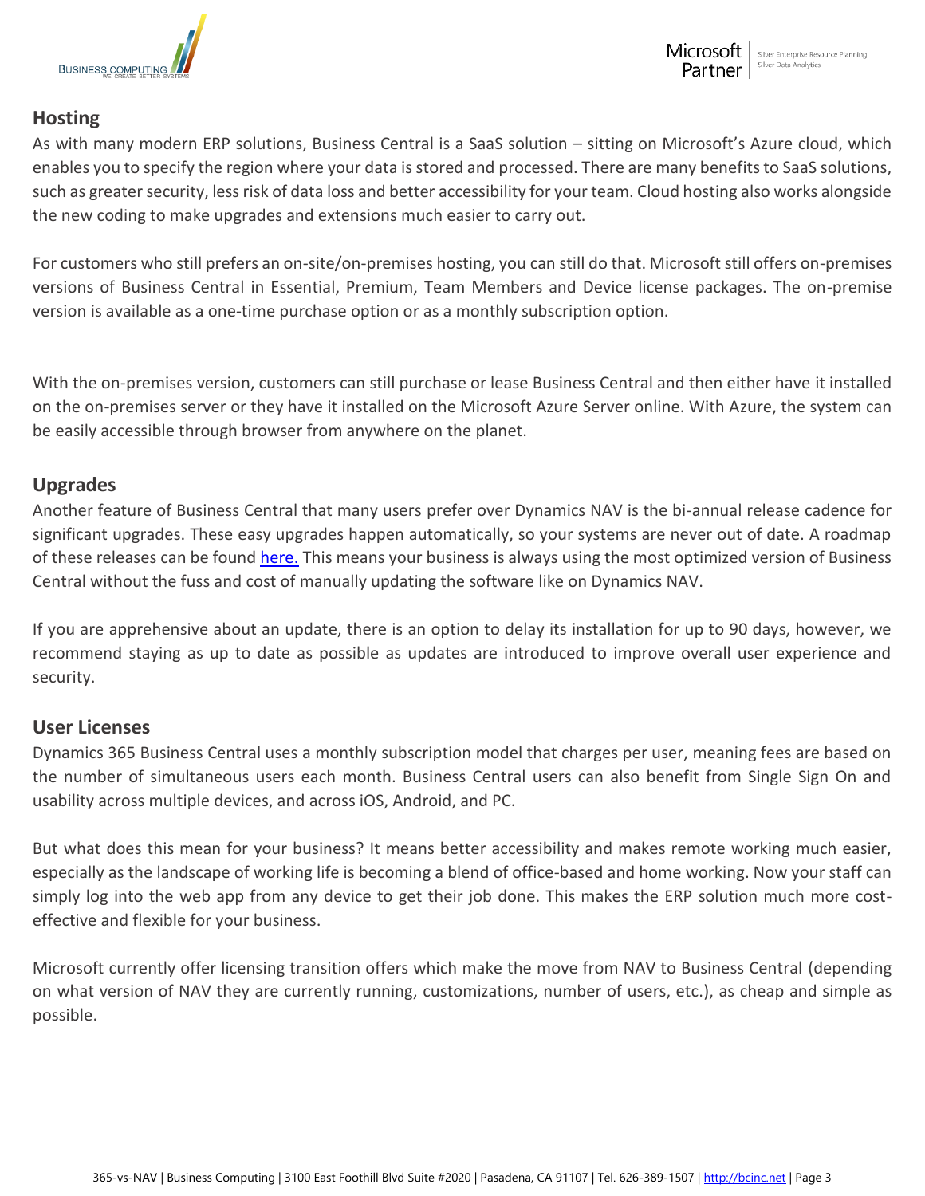## Hosting

As with many modern ERP solutions, Business Central is a SaaS solution – sitting on Microsoft's Azure cloud, which enables you to specify the region where your data is stored and processed. There are many benefits to SaaS solutions, such as greater security, less risk of data loss and better accessibility for your team. Cloud hosting also works alongside the new coding to make upgrades and extensions much easier to carry out.

For customers who still prefers an on-site/on-premises hosting, you can still do that. Microsoft still offers on-premises versions of Business Central in Essential, Premium, Team Members and Device license packages. The on-premise version is available as a one-time purchase option or as a monthly subscription option.

With the on-premises version, customers can still purchase or lease Business Central and then either have it installed on the on-premises server or they have it installed on the Microsoft Azure Server online. With Azure, the system can be easily accessible through browser from anywhere on the planet.

## Upgrades

Another feature of Business Central that many users prefer over Dynamics NAV is the bi-annual release cadence for significant upgrades. These easy upgrades happen automatically, so your systems are never out of date. A roadmap of these releases can be found here. This means your business is always using the most optimized version of Business Central without the fuss and cost of manually updating the software like on Dynamics NAV.

If you are apprehensive about an update, there is an option to delay its installation for up to 90 days, however, we recommend staying as up to date as possible as updates are introduced to improve overall user experience and security.

## User Licenses

Dynamics 365 Business Central uses a monthly subscription model that charges per user, meaning fees are based on the number of simultaneous users each month. Business Central users can also benefit from Single Sign On and usability across multiple devices, and across iOS, Android, and PC.

But what does this mean for your business? It means better accessibility and makes remote working much easier, especially as the landscape of working life is becoming a blend of office-based and home working. Now your staff can simply log into the web app from any device to get their job done. This makes the ERP solution much more cost-effective and flexible for your business.

Microsoft currently offer licensing transition offers which make the move from NAV to Business Central (depending on what version of NAV they are currently running, customizations, number of users, etc.), as cheap and simple as possible.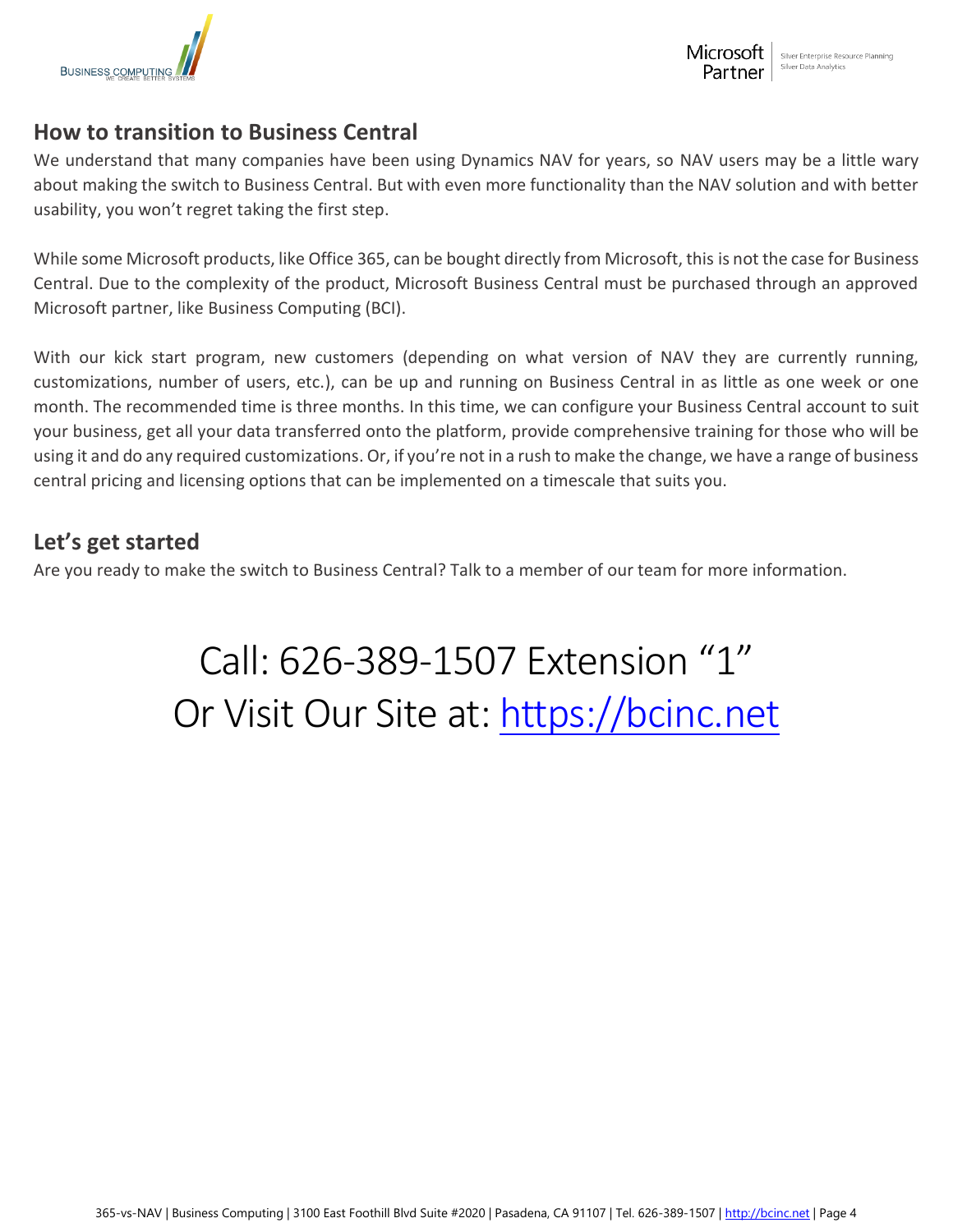## How to transition to Business Central

We understand that many companies have been using Dynamics NAV for years, so NAV users may be a little wary about making the switch to Business Central. But with even more functionality than the NAV solution and with better usability, you won't regret taking the first step.

While some Microsoft products, like Office 365, can be bought directly from Microsoft, this is not the case for Business Central. Due to the complexity of the product, Microsoft Business Central must be purchased through an approved Microsoft partner, like Business Computing (BCI).

With our kick start program, new customers (depending on what version of NAV they are currently running, customizations, number of users, etc.), can be up and running on Business Central in as little as one week or one month. The recommended time is three months. In this time, we can configure your Business Central account to suit your business, get all your data transferred onto the platform, provide comprehensive training for those who will be using it and do any required customizations. Or, if you're not in a rush to make the change, we have a range of business central pricing and licensing options that can be implemented on a timescale that suits you.

## Let's get started

Are you ready to make the switch to Business Central? Talk to a member of our team for more information.

Call: 626-389-1507 Extension "1"

Or Visit Our Site at: [https://bcinc.net](https://bcinc.net)